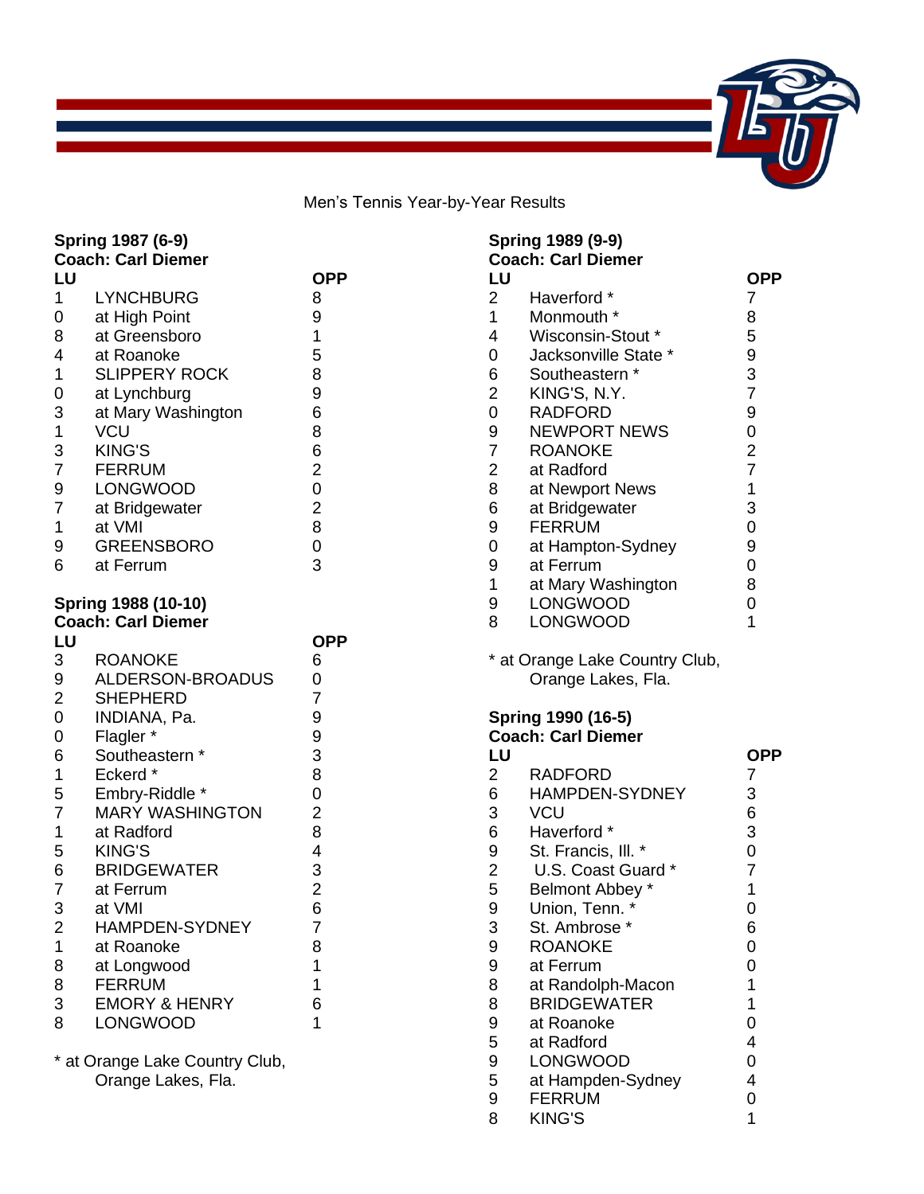# Men's Tennis Year-by-Year Results

**Spring 1987 (6-9)**
**Coach: Carl Diemer**

| LU | | OPP |
|---|---|---|
| 1 | LYNCHBURG | 8 |
| 0 | at High Point | 9 |
| 8 | at Greensboro | 1 |
| 4 | at Roanoke | 5 |
| 1 | SLIPPERY ROCK | 8 |
| 0 | at Lynchburg | 9 |
| 3 | at Mary Washington | 6 |
| 1 | VCU | 8 |
| 3 | KING'S | 6 |
| 7 | FERRUM | 2 |
| 9 | LONGWOOD | 0 |
| 7 | at Bridgewater | 2 |
| 1 | at VMI | 8 |
| 9 | GREENSBORO | 0 |
| 6 | at Ferrum | 3 |

**Spring 1988 (10-10)**
**Coach: Carl Diemer**

| LU | | OPP |
|---|---|---|
| 3 | ROANOKE | 6 |
| 9 | ALDERSON-BROADUS | 0 |
| 2 | SHEPHERD | 7 |
| 0 | INDIANA, Pa. | 9 |
| 0 | Flagler * | 9 |
| 6 | Southeastern * | 3 |
| 1 | Eckerd * | 8 |
| 5 | Embry-Riddle * | 0 |
| 7 | MARY WASHINGTON | 2 |
| 1 | at Radford | 8 |
| 5 | KING'S | 4 |
| 6 | BRIDGEWATER | 3 |
| 7 | at Ferrum | 2 |
| 3 | at VMI | 6 |
| 2 | HAMPDEN-SYDNEY | 7 |
| 1 | at Roanoke | 8 |
| 8 | at Longwood | 1 |
| 8 | FERRUM | 1 |
| 3 | EMORY & HENRY | 6 |
| 8 | LONGWOOD | 1 |

* at Orange Lake Country Club, Orange Lakes, Fla.

**Spring 1989 (9-9)**
**Coach: Carl Diemer**

| LU | | OPP |
|---|---|---|
| 2 | Haverford * | 7 |
| 1 | Monmouth * | 8 |
| 4 | Wisconsin-Stout * | 5 |
| 0 | Jacksonville State * | 9 |
| 6 | Southeastern * | 3 |
| 2 | KING'S, N.Y. | 7 |
| 0 | RADFORD | 9 |
| 9 | NEWPORT NEWS | 0 |
| 7 | ROANOKE | 2 |
| 2 | at Radford | 7 |
| 8 | at Newport News | 1 |
| 6 | at Bridgewater | 3 |
| 9 | FERRUM | 0 |
| 0 | at Hampton-Sydney | 9 |
| 9 | at Ferrum | 0 |
| 1 | at Mary Washington | 8 |
| 9 | LONGWOOD | 0 |
| 8 | LONGWOOD | 1 |

* at Orange Lake Country Club, Orange Lakes, Fla.

**Spring 1990 (16-5)**
**Coach: Carl Diemer**

| LU | | OPP |
|---|---|---|
| 2 | RADFORD | 7 |
| 6 | HAMPDEN-SYDNEY | 3 |
| 3 | VCU | 6 |
| 6 | Haverford * | 3 |
| 9 | St. Francis, Ill. * | 0 |
| 2 | U.S. Coast Guard * | 7 |
| 5 | Belmont Abbey * | 1 |
| 9 | Union, Tenn. * | 0 |
| 3 | St. Ambrose * | 6 |
| 9 | ROANOKE | 0 |
| 9 | at Ferrum | 0 |
| 8 | at Randolph-Macon | 1 |
| 8 | BRIDGEWATER | 1 |
| 9 | at Roanoke | 0 |
| 5 | at Radford | 4 |
| 9 | LONGWOOD | 0 |
| 5 | at Hampden-Sydney | 4 |
| 9 | FERRUM | 0 |
| 8 | KING'S | 1 |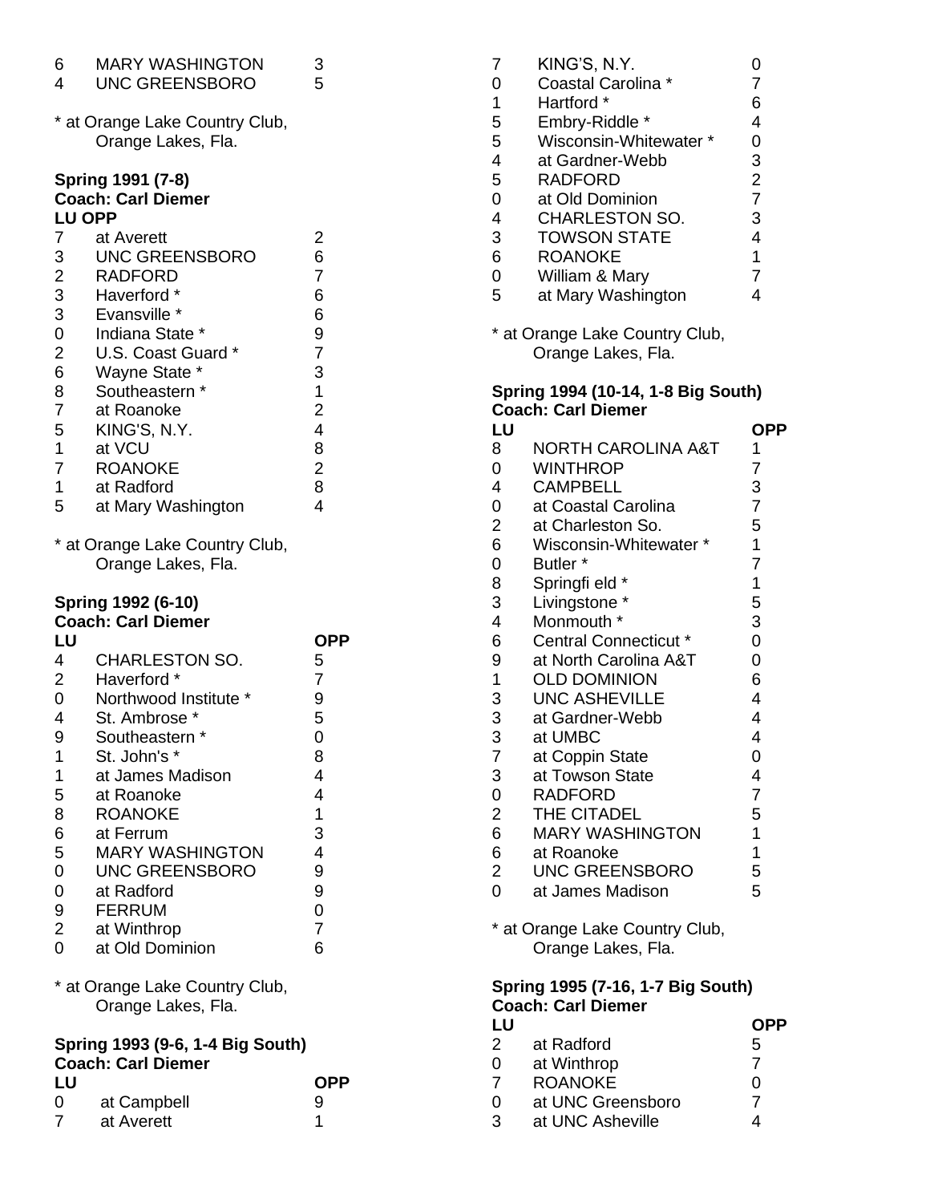| LU | | OPP |
|---|---|---|
| 6 | MARY WASHINGTON | 3 |
| 4 | UNC GREENSBORO | 5 |

* at Orange Lake Country Club, Orange Lakes, Fla.

**Spring 1991 (7-8)**
**Coach: Carl Diemer**

| LU | OPP | |
|---|---|---|
| 7 | at Averett | 2 |
| 3 | UNC GREENSBORO | 6 |
| 2 | RADFORD | 7 |
| 3 | Haverford * | 6 |
| 3 | Evansville * | 6 |
| 0 | Indiana State * | 9 |
| 2 | U.S. Coast Guard * | 7 |
| 6 | Wayne State * | 3 |
| 8 | Southeastern * | 1 |
| 7 | at Roanoke | 2 |
| 5 | KING'S, N.Y. | 4 |
| 1 | at VCU | 8 |
| 7 | ROANOKE | 2 |
| 1 | at Radford | 8 |
| 5 | at Mary Washington | 4 |

* at Orange Lake Country Club, Orange Lakes, Fla.

**Spring 1992 (6-10)**
**Coach: Carl Diemer**

| LU | | OPP |
|---|---|---|
| 4 | CHARLESTON SO. | 5 |
| 2 | Haverford * | 7 |
| 0 | Northwood Institute * | 9 |
| 4 | St. Ambrose * | 5 |
| 9 | Southeastern * | 0 |
| 1 | St. John's * | 8 |
| 1 | at James Madison | 4 |
| 5 | at Roanoke | 4 |
| 8 | ROANOKE | 1 |
| 6 | at Ferrum | 3 |
| 5 | MARY WASHINGTON | 4 |
| 0 | UNC GREENSBORO | 9 |
| 0 | at Radford | 9 |
| 9 | FERRUM | 0 |
| 2 | at Winthrop | 7 |
| 0 | at Old Dominion | 6 |

* at Orange Lake Country Club, Orange Lakes, Fla.

**Spring 1993 (9-6, 1-4 Big South)**
**Coach: Carl Diemer**

| LU | | OPP |
|---|---|---|
| 0 | at Campbell | 9 |
| 7 | at Averett | 1 |
| 7 | KING'S, N.Y. | 0 |
| 0 | Coastal Carolina * | 7 |
| 1 | Hartford * | 6 |
| 5 | Embry-Riddle * | 4 |
| 5 | Wisconsin-Whitewater * | 0 |
| 4 | at Gardner-Webb | 3 |
| 5 | RADFORD | 2 |
| 0 | at Old Dominion | 7 |
| 4 | CHARLESTON SO. | 3 |
| 3 | TOWSON STATE | 4 |
| 6 | ROANOKE | 1 |
| 0 | William & Mary | 7 |
| 5 | at Mary Washington | 4 |

* at Orange Lake Country Club, Orange Lakes, Fla.

**Spring 1994 (10-14, 1-8 Big South)**
**Coach: Carl Diemer**

| LU | | OPP |
|---|---|---|
| 8 | NORTH CAROLINA A&T | 1 |
| 0 | WINTHROP | 7 |
| 4 | CAMPBELL | 3 |
| 0 | at Coastal Carolina | 7 |
| 2 | at Charleston So. | 5 |
| 6 | Wisconsin-Whitewater * | 1 |
| 0 | Butler * | 7 |
| 8 | Springfi eld * | 1 |
| 3 | Livingstone * | 5 |
| 4 | Monmouth * | 3 |
| 6 | Central Connecticut * | 0 |
| 9 | at North Carolina A&T | 0 |
| 1 | OLD DOMINION | 6 |
| 3 | UNC ASHEVILLE | 4 |
| 3 | at Gardner-Webb | 4 |
| 3 | at UMBC | 4 |
| 7 | at Coppin State | 0 |
| 3 | at Towson State | 4 |
| 0 | RADFORD | 7 |
| 2 | THE CITADEL | 5 |
| 6 | MARY WASHINGTON | 1 |
| 6 | at Roanoke | 1 |
| 2 | UNC GREENSBORO | 5 |
| 0 | at James Madison | 5 |

* at Orange Lake Country Club, Orange Lakes, Fla.

**Spring 1995 (7-16, 1-7 Big South)**
**Coach: Carl Diemer**

| LU | | OPP |
|---|---|---|
| 2 | at Radford | 5 |
| 0 | at Winthrop | 7 |
| 7 | ROANOKE | 0 |
| 0 | at UNC Greensboro | 7 |
| 3 | at UNC Asheville | 4 |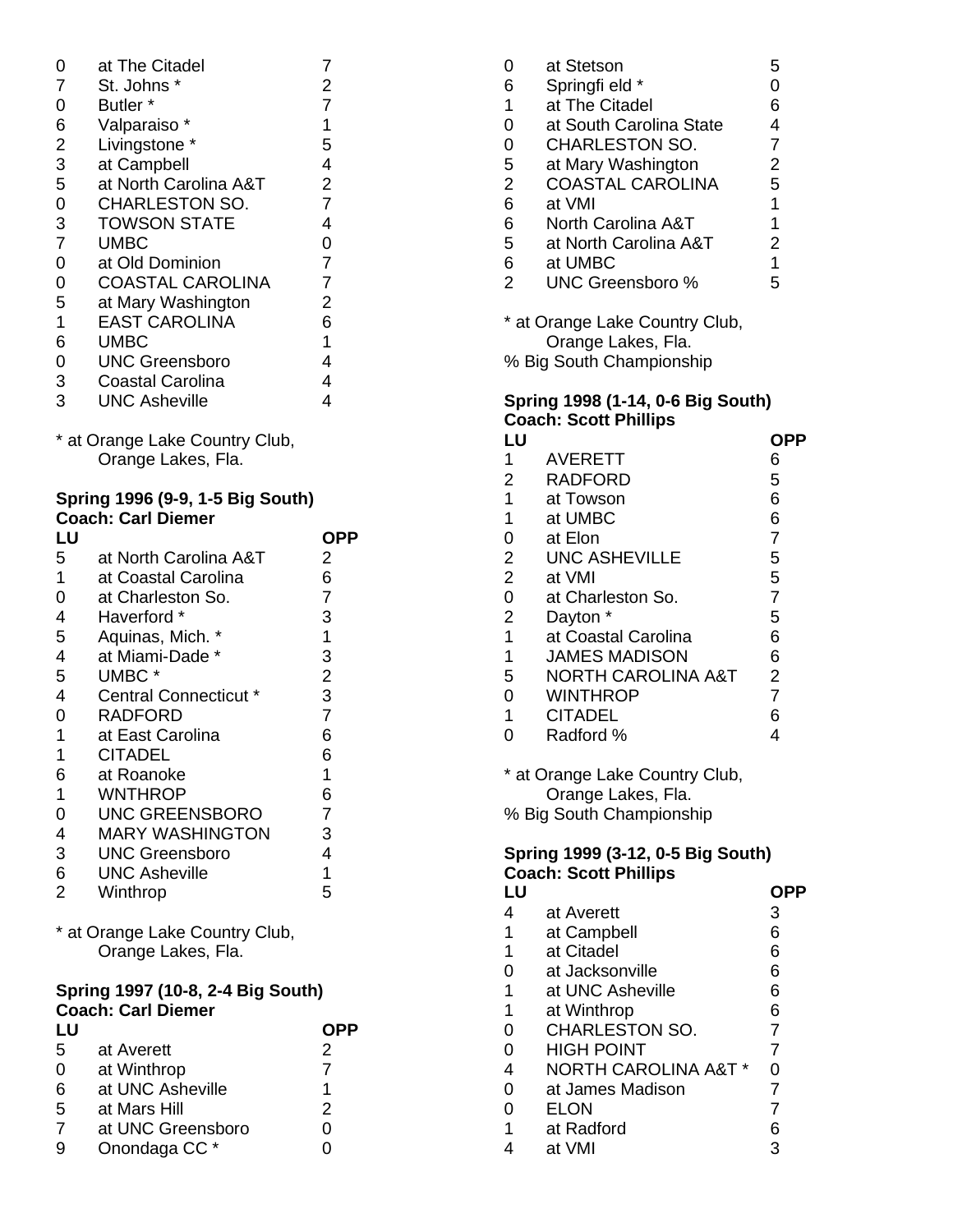| LU | | OPP |
|---|---|---|
| 0 | at The Citadel | 7 |
| 7 | St. Johns * | 2 |
| 0 | Butler * | 7 |
| 6 | Valparaiso * | 1 |
| 2 | Livingstone * | 5 |
| 3 | at Campbell | 4 |
| 5 | at North Carolina A&T | 2 |
| 0 | CHARLESTON SO. | 7 |
| 3 | TOWSON STATE | 4 |
| 7 | UMBC | 0 |
| 0 | at Old Dominion | 7 |
| 0 | COASTAL CAROLINA | 7 |
| 5 | at Mary Washington | 2 |
| 1 | EAST CAROLINA | 6 |
| 6 | UMBC | 1 |
| 0 | UNC Greensboro | 4 |
| 3 | Coastal Carolina | 4 |
| 3 | UNC Asheville | 4 |

\* at Orange Lake Country Club,
Orange Lakes, Fla.

**Spring 1996 (9-9, 1-5 Big South)**
**Coach: Carl Diemer**

| LU | | OPP |
|---|---|---|
| 5 | at North Carolina A&T | 2 |
| 1 | at Coastal Carolina | 6 |
| 0 | at Charleston So. | 7 |
| 4 | Haverford * | 3 |
| 5 | Aquinas, Mich. * | 1 |
| 4 | at Miami-Dade * | 3 |
| 5 | UMBC * | 2 |
| 4 | Central Connecticut * | 3 |
| 0 | RADFORD | 7 |
| 1 | at East Carolina | 6 |
| 1 | CITADEL | 6 |
| 6 | at Roanoke | 1 |
| 1 | WNTHROP | 6 |
| 0 | UNC GREENSBORO | 7 |
| 4 | MARY WASHINGTON | 3 |
| 3 | UNC Greensboro | 4 |
| 6 | UNC Asheville | 1 |
| 2 | Winthrop | 5 |

\* at Orange Lake Country Club,
Orange Lakes, Fla.

**Spring 1997 (10-8, 2-4 Big South)**
**Coach: Carl Diemer**

| LU | | OPP |
|---|---|---|
| 5 | at Averett | 2 |
| 0 | at Winthrop | 7 |
| 6 | at UNC Asheville | 1 |
| 5 | at Mars Hill | 2 |
| 7 | at UNC Greensboro | 0 |
| 9 | Onondaga CC * | 0 |
| 0 | at Stetson | 5 |
| 6 | Springfi eld * | 0 |
| 1 | at The Citadel | 6 |
| 0 | at South Carolina State | 4 |
| 0 | CHARLESTON SO. | 7 |
| 5 | at Mary Washington | 2 |
| 2 | COASTAL CAROLINA | 5 |
| 6 | at VMI | 1 |
| 6 | North Carolina A&T | 1 |
| 5 | at North Carolina A&T | 2 |
| 6 | at UMBC | 1 |
| 2 | UNC Greensboro % | 5 |

\* at Orange Lake Country Club,
Orange Lakes, Fla.
% Big South Championship

**Spring 1998 (1-14, 0-6 Big South)**
**Coach: Scott Phillips**

| LU | | OPP |
|---|---|---|
| 1 | AVERETT | 6 |
| 2 | RADFORD | 5 |
| 1 | at Towson | 6 |
| 1 | at UMBC | 6 |
| 0 | at Elon | 7 |
| 2 | UNC ASHEVILLE | 5 |
| 2 | at VMI | 5 |
| 0 | at Charleston So. | 7 |
| 2 | Dayton * | 5 |
| 1 | at Coastal Carolina | 6 |
| 1 | JAMES MADISON | 6 |
| 5 | NORTH CAROLINA A&T | 2 |
| 0 | WINTHROP | 7 |
| 1 | CITADEL | 6 |
| 0 | Radford % | 4 |

\* at Orange Lake Country Club,
Orange Lakes, Fla.
% Big South Championship

**Spring 1999 (3-12, 0-5 Big South)**
**Coach: Scott Phillips**

| LU | | OPP |
|---|---|---|
| 4 | at Averett | 3 |
| 1 | at Campbell | 6 |
| 1 | at Citadel | 6 |
| 0 | at Jacksonville | 6 |
| 1 | at UNC Asheville | 6 |
| 1 | at Winthrop | 6 |
| 0 | CHARLESTON SO. | 7 |
| 0 | HIGH POINT | 7 |
| 4 | NORTH CAROLINA A&T * | 0 |
| 0 | at James Madison | 7 |
| 0 | ELON | 7 |
| 1 | at Radford | 6 |
| 4 | at VMI | 3 |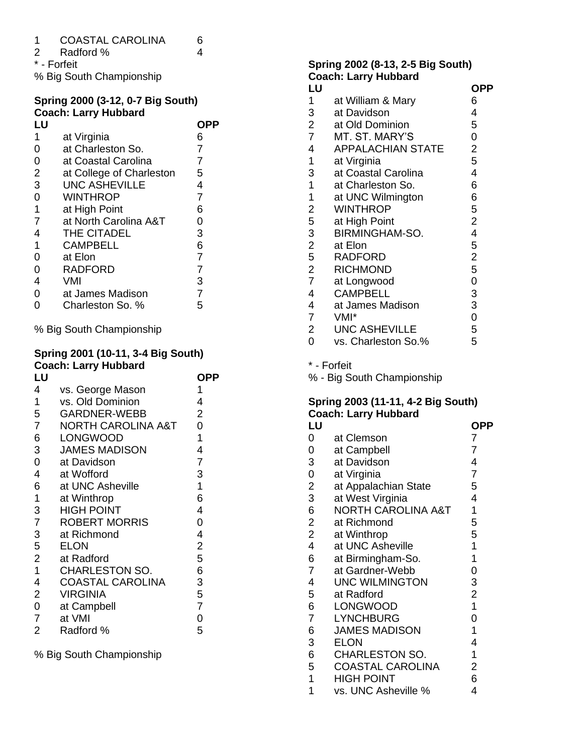| LU | | OPP |
|---|---|---|
| 1 | COASTAL CAROLINA | 6 |
| 2 | Radford % | 4 |

\* - Forfeit
% Big South Championship

**Spring 2000 (3-12, 0-7 Big South)**
**Coach: Larry Hubbard**

| LU | | OPP |
|---|---|---|
| 1 | at Virginia | 6 |
| 0 | at Charleston So. | 7 |
| 0 | at Coastal Carolina | 7 |
| 2 | at College of Charleston | 5 |
| 3 | UNC ASHEVILLE | 4 |
| 0 | WINTHROP | 7 |
| 1 | at High Point | 6 |
| 7 | at North Carolina A&T | 0 |
| 4 | THE CITADEL | 3 |
| 1 | CAMPBELL | 6 |
| 0 | at Elon | 7 |
| 0 | RADFORD | 7 |
| 4 | VMI | 3 |
| 0 | at James Madison | 7 |
| 0 | Charleston So. % | 5 |

% Big South Championship

**Spring 2001 (10-11, 3-4 Big South)**
**Coach: Larry Hubbard**

| LU | | OPP |
|---|---|---|
| 4 | vs. George Mason | 1 |
| 1 | vs. Old Dominion | 4 |
| 5 | GARDNER-WEBB | 2 |
| 7 | NORTH CAROLINA A&T | 0 |
| 6 | LONGWOOD | 1 |
| 3 | JAMES MADISON | 4 |
| 0 | at Davidson | 7 |
| 4 | at Wofford | 3 |
| 6 | at UNC Asheville | 1 |
| 1 | at Winthrop | 6 |
| 3 | HIGH POINT | 4 |
| 7 | ROBERT MORRIS | 0 |
| 3 | at Richmond | 4 |
| 5 | ELON | 2 |
| 2 | at Radford | 5 |
| 1 | CHARLESTON SO. | 6 |
| 4 | COASTAL CAROLINA | 3 |
| 2 | VIRGINIA | 5 |
| 0 | at Campbell | 7 |
| 7 | at VMI | 0 |
| 2 | Radford % | 5 |

% Big South Championship

**Spring 2002 (8-13, 2-5 Big South)**
**Coach: Larry Hubbard**

| LU | | OPP |
|---|---|---|
| 1 | at William & Mary | 6 |
| 3 | at Davidson | 4 |
| 2 | at Old Dominion | 5 |
| 7 | MT. ST. MARY'S | 0 |
| 4 | APPALACHIAN STATE | 2 |
| 1 | at Virginia | 5 |
| 3 | at Coastal Carolina | 4 |
| 1 | at Charleston So. | 6 |
| 1 | at UNC Wilmington | 6 |
| 2 | WINTHROP | 5 |
| 5 | at High Point | 2 |
| 3 | BIRMINGHAM-SO. | 4 |
| 2 | at Elon | 5 |
| 5 | RADFORD | 2 |
| 2 | RICHMOND | 5 |
| 7 | at Longwood | 0 |
| 4 | CAMPBELL | 3 |
| 4 | at James Madison | 3 |
| 7 | VMI* | 0 |
| 2 | UNC ASHEVILLE | 5 |
| 0 | vs. Charleston So.% | 5 |

\* - Forfeit
% - Big South Championship

**Spring 2003 (11-11, 4-2 Big South)**
**Coach: Larry Hubbard**

| LU | | OPP |
|---|---|---|
| 0 | at Clemson | 7 |
| 0 | at Campbell | 7 |
| 3 | at Davidson | 4 |
| 0 | at Virginia | 7 |
| 2 | at Appalachian State | 5 |
| 3 | at West Virginia | 4 |
| 6 | NORTH CAROLINA A&T | 1 |
| 2 | at Richmond | 5 |
| 2 | at Winthrop | 5 |
| 4 | at UNC Asheville | 1 |
| 6 | at Birmingham-So. | 1 |
| 7 | at Gardner-Webb | 0 |
| 4 | UNC WILMINGTON | 3 |
| 5 | at Radford | 2 |
| 6 | LONGWOOD | 1 |
| 7 | LYNCHBURG | 0 |
| 6 | JAMES MADISON | 1 |
| 3 | ELON | 4 |
| 6 | CHARLESTON SO. | 1 |
| 5 | COASTAL CAROLINA | 2 |
| 1 | HIGH POINT | 6 |
| 1 | vs. UNC Asheville % | 4 |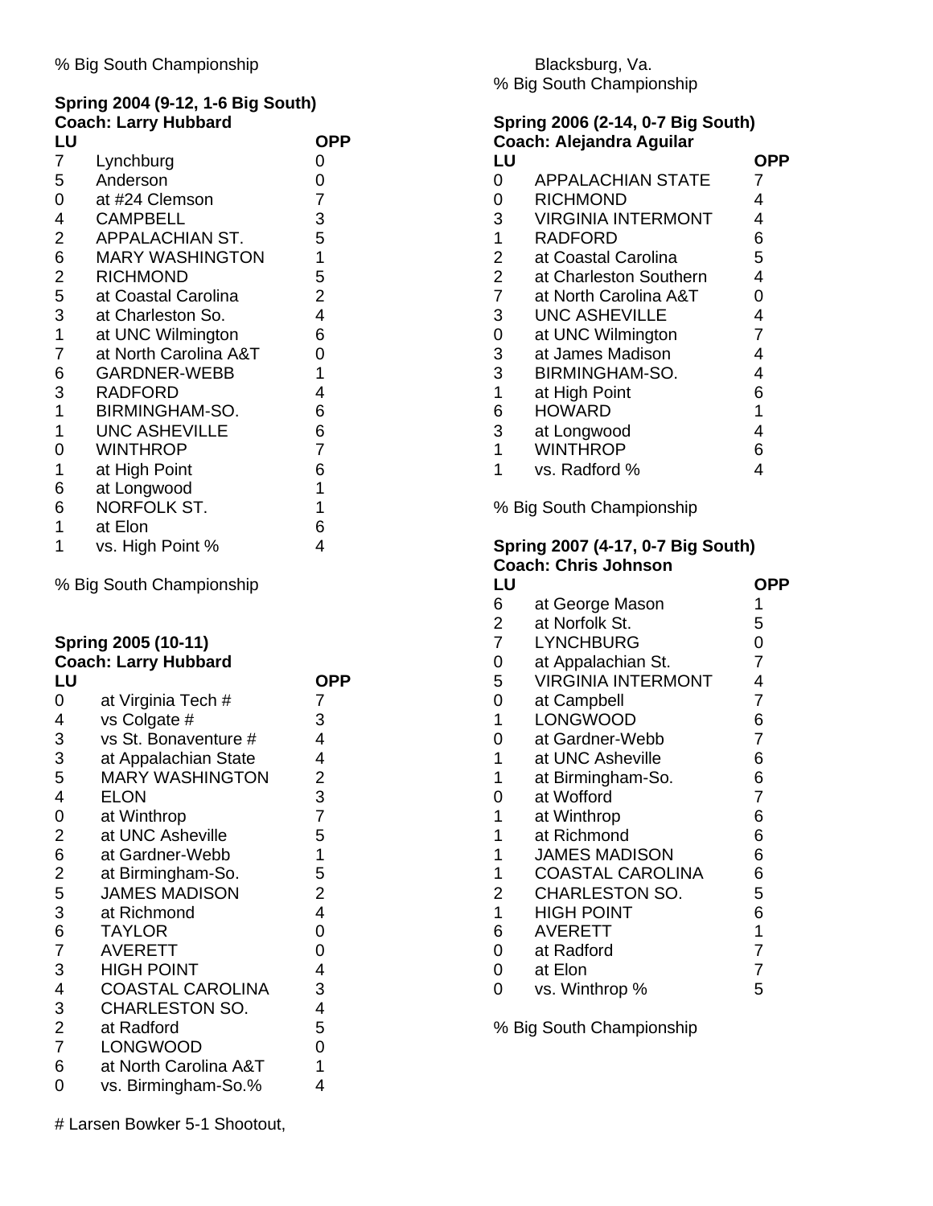% Big South Championship

**Spring 2004 (9-12, 1-6 Big South)**
**Coach: Larry Hubbard**

| LU | | OPP |
|---|---|---|
| 7 | Lynchburg | 0 |
| 5 | Anderson | 0 |
| 0 | at #24 Clemson | 7 |
| 4 | CAMPBELL | 3 |
| 2 | APPALACHIAN ST. | 5 |
| 6 | MARY WASHINGTON | 1 |
| 2 | RICHMOND | 5 |
| 5 | at Coastal Carolina | 2 |
| 3 | at Charleston So. | 4 |
| 1 | at UNC Wilmington | 6 |
| 7 | at North Carolina A&T | 0 |
| 6 | GARDNER-WEBB | 1 |
| 3 | RADFORD | 4 |
| 1 | BIRMINGHAM-SO. | 6 |
| 1 | UNC ASHEVILLE | 6 |
| 0 | WINTHROP | 7 |
| 1 | at High Point | 6 |
| 6 | at Longwood | 1 |
| 6 | NORFOLK ST. | 1 |
| 1 | at Elon | 6 |
| 1 | vs. High Point % | 4 |

% Big South Championship

**Spring 2005 (10-11)**
**Coach: Larry Hubbard**

| LU | | OPP |
|---|---|---|
| 0 | at Virginia Tech # | 7 |
| 4 | vs Colgate # | 3 |
| 3 | vs St. Bonaventure # | 4 |
| 3 | at Appalachian State | 4 |
| 5 | MARY WASHINGTON | 2 |
| 4 | ELON | 3 |
| 0 | at Winthrop | 7 |
| 2 | at UNC Asheville | 5 |
| 6 | at Gardner-Webb | 1 |
| 2 | at Birmingham-So. | 5 |
| 5 | JAMES MADISON | 2 |
| 3 | at Richmond | 4 |
| 6 | TAYLOR | 0 |
| 7 | AVERETT | 0 |
| 3 | HIGH POINT | 4 |
| 4 | COASTAL CAROLINA | 3 |
| 3 | CHARLESTON SO. | 4 |
| 2 | at Radford | 5 |
| 7 | LONGWOOD | 0 |
| 6 | at North Carolina A&T | 1 |
| 0 | vs. Birmingham-So.% | 4 |

# Larsen Bowker 5-1 Shootout, Blacksburg, Va.
% Big South Championship

**Spring 2006 (2-14, 0-7 Big South)**
**Coach: Alejandra Aguilar**

| LU | | OPP |
|---|---|---|
| 0 | APPALACHIAN STATE | 7 |
| 0 | RICHMOND | 4 |
| 3 | VIRGINIA INTERMONT | 4 |
| 1 | RADFORD | 6 |
| 2 | at Coastal Carolina | 5 |
| 2 | at Charleston Southern | 4 |
| 7 | at North Carolina A&T | 0 |
| 3 | UNC ASHEVILLE | 4 |
| 0 | at UNC Wilmington | 7 |
| 3 | at James Madison | 4 |
| 3 | BIRMINGHAM-SO. | 4 |
| 1 | at High Point | 6 |
| 6 | HOWARD | 1 |
| 3 | at Longwood | 4 |
| 1 | WINTHROP | 6 |
| 1 | vs. Radford % | 4 |

% Big South Championship

**Spring 2007 (4-17, 0-7 Big South)**
**Coach: Chris Johnson**

| LU | | OPP |
|---|---|---|
| 6 | at George Mason | 1 |
| 2 | at Norfolk St. | 5 |
| 7 | LYNCHBURG | 0 |
| 0 | at Appalachian St. | 7 |
| 5 | VIRGINIA INTERMONT | 4 |
| 0 | at Campbell | 7 |
| 1 | LONGWOOD | 6 |
| 0 | at Gardner-Webb | 7 |
| 1 | at UNC Asheville | 6 |
| 1 | at Birmingham-So. | 6 |
| 0 | at Wofford | 7 |
| 1 | at Winthrop | 6 |
| 1 | at Richmond | 6 |
| 1 | JAMES MADISON | 6 |
| 1 | COASTAL CAROLINA | 6 |
| 2 | CHARLESTON SO. | 5 |
| 1 | HIGH POINT | 6 |
| 6 | AVERETT | 1 |
| 0 | at Radford | 7 |
| 0 | at Elon | 7 |
| 0 | vs. Winthrop % | 5 |

% Big South Championship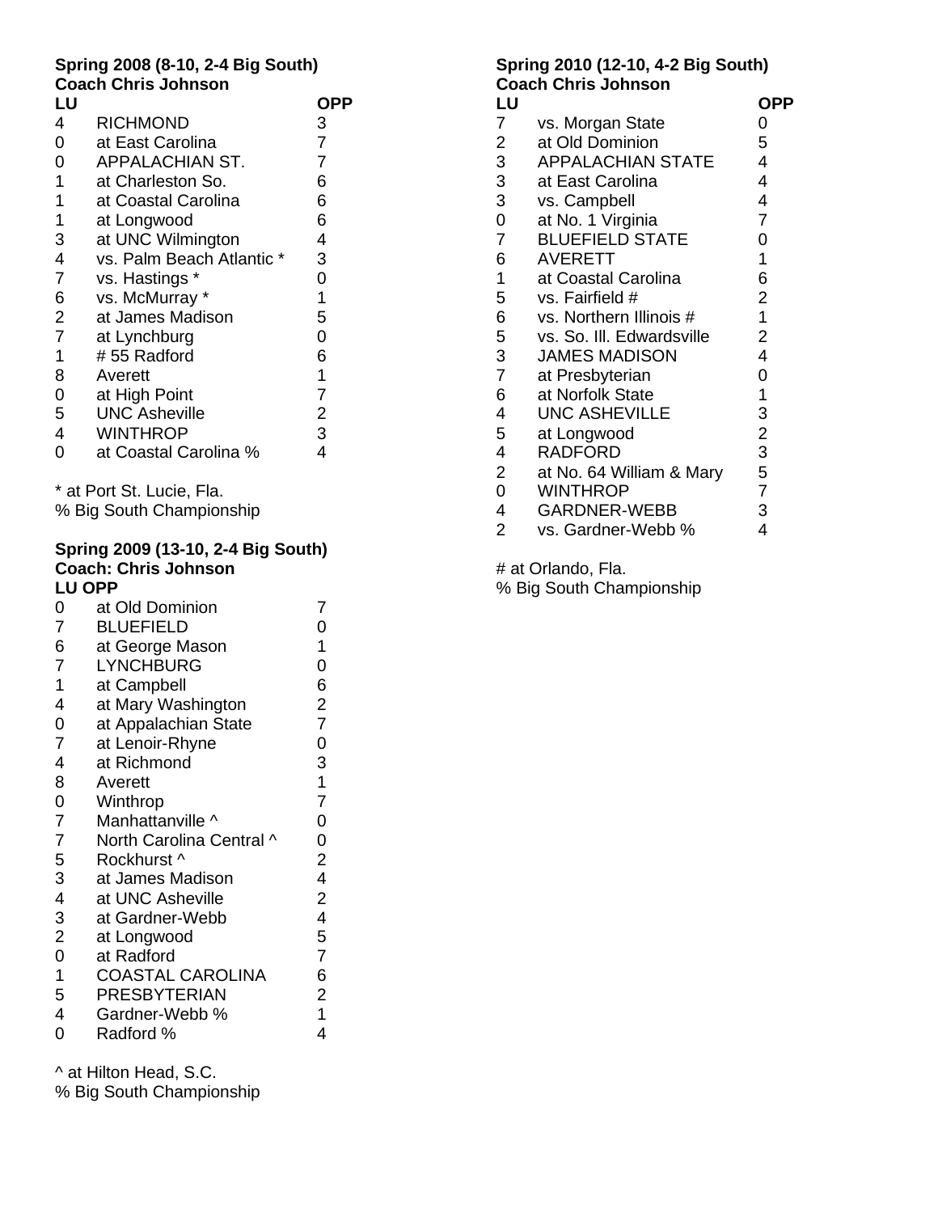**Spring 2008 (8-10, 2-4 Big South)**
**Coach Chris Johnson**

| LU | | OPP |
|---|---|---|
| 4 | RICHMOND | 3 |
| 0 | at East Carolina | 7 |
| 0 | APPALACHIAN ST. | 7 |
| 1 | at Charleston So. | 6 |
| 1 | at Coastal Carolina | 6 |
| 1 | at Longwood | 6 |
| 3 | at UNC Wilmington | 4 |
| 4 | vs. Palm Beach Atlantic * | 3 |
| 7 | vs. Hastings * | 0 |
| 6 | vs. McMurray * | 1 |
| 2 | at James Madison | 5 |
| 7 | at Lynchburg | 0 |
| 1 | # 55 Radford | 6 |
| 8 | Averett | 1 |
| 0 | at High Point | 7 |
| 5 | UNC Asheville | 2 |
| 4 | WINTHROP | 3 |
| 0 | at Coastal Carolina % | 4 |

* at Port St. Lucie, Fla.
% Big South Championship

**Spring 2009 (13-10, 2-4 Big South)**
**Coach: Chris Johnson**

| LU | OPP | |
|---|---|---|
| 0 | at Old Dominion | 7 |
| 7 | BLUEFIELD | 0 |
| 6 | at George Mason | 1 |
| 7 | LYNCHBURG | 0 |
| 1 | at Campbell | 6 |
| 4 | at Mary Washington | 2 |
| 0 | at Appalachian State | 7 |
| 7 | at Lenoir-Rhyne | 0 |
| 4 | at Richmond | 3 |
| 8 | Averett | 1 |
| 0 | Winthrop | 7 |
| 7 | Manhattanville ^ | 0 |
| 7 | North Carolina Central ^ | 0 |
| 5 | Rockhurst ^ | 2 |
| 3 | at James Madison | 4 |
| 4 | at UNC Asheville | 2 |
| 3 | at Gardner-Webb | 4 |
| 2 | at Longwood | 5 |
| 0 | at Radford | 7 |
| 1 | COASTAL CAROLINA | 6 |
| 5 | PRESBYTERIAN | 2 |
| 4 | Gardner-Webb % | 1 |
| 0 | Radford % | 4 |

^ at Hilton Head, S.C.
% Big South Championship

**Spring 2010 (12-10, 4-2 Big South)**
**Coach Chris Johnson**

| LU | | OPP |
|---|---|---|
| 7 | vs. Morgan State | 0 |
| 2 | at Old Dominion | 5 |
| 3 | APPALACHIAN STATE | 4 |
| 3 | at East Carolina | 4 |
| 3 | vs. Campbell | 4 |
| 0 | at No. 1 Virginia | 7 |
| 7 | BLUEFIELD STATE | 0 |
| 6 | AVERETT | 1 |
| 1 | at Coastal Carolina | 6 |
| 5 | vs. Fairfield # | 2 |
| 6 | vs. Northern Illinois # | 1 |
| 5 | vs. So. Ill. Edwardsville | 2 |
| 3 | JAMES MADISON | 4 |
| 7 | at Presbyterian | 0 |
| 6 | at Norfolk State | 1 |
| 4 | UNC ASHEVILLE | 3 |
| 5 | at Longwood | 2 |
| 4 | RADFORD | 3 |
| 2 | at No. 64 William & Mary | 5 |
| 0 | WINTHROP | 7 |
| 4 | GARDNER-WEBB | 3 |
| 2 | vs. Gardner-Webb % | 4 |

# at Orlando, Fla.
% Big South Championship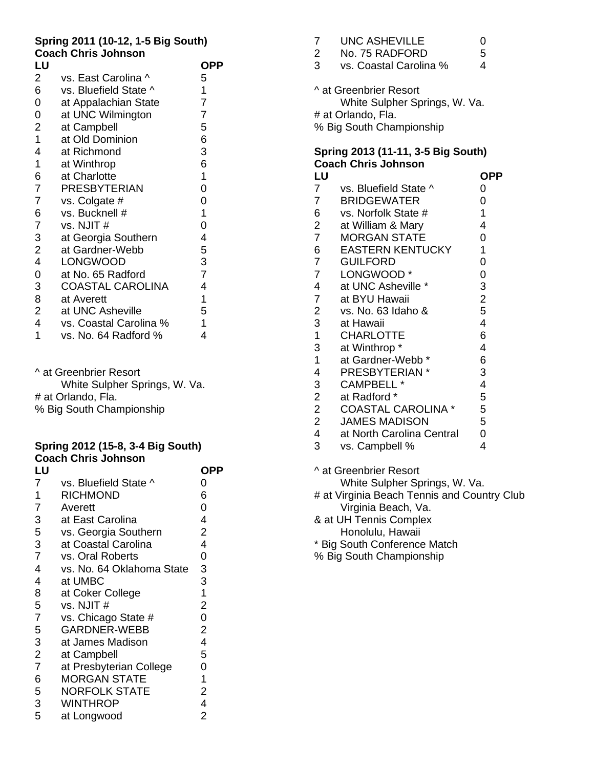**Spring 2011 (10-12, 1-5 Big South)**
**Coach Chris Johnson**

| LU | | OPP |
|---|---|---|
| 2 | vs. East Carolina ^ | 5 |
| 6 | vs. Bluefield State ^ | 1 |
| 0 | at Appalachian State | 7 |
| 0 | at UNC Wilmington | 7 |
| 2 | at Campbell | 5 |
| 1 | at Old Dominion | 6 |
| 4 | at Richmond | 3 |
| 1 | at Winthrop | 6 |
| 6 | at Charlotte | 1 |
| 7 | PRESBYTERIAN | 0 |
| 7 | vs. Colgate # | 0 |
| 6 | vs. Bucknell # | 1 |
| 7 | vs. NJIT # | 0 |
| 3 | at Georgia Southern | 4 |
| 2 | at Gardner-Webb | 5 |
| 4 | LONGWOOD | 3 |
| 0 | at No. 65 Radford | 7 |
| 3 | COASTAL CAROLINA | 4 |
| 8 | at Averett | 1 |
| 2 | at UNC Asheville | 5 |
| 4 | vs. Coastal Carolina % | 1 |
| 1 | vs. No. 64 Radford % | 4 |

^ at Greenbrier Resort
White Sulpher Springs, W. Va.
# at Orlando, Fla.
% Big South Championship

**Spring 2012 (15-8, 3-4 Big South)**
**Coach Chris Johnson**

| LU | | OPP |
|---|---|---|
| 7 | vs. Bluefield State ^ | 0 |
| 1 | RICHMOND | 6 |
| 7 | Averett | 0 |
| 3 | at East Carolina | 4 |
| 5 | vs. Georgia Southern | 2 |
| 3 | at Coastal Carolina | 4 |
| 7 | vs. Oral Roberts | 0 |
| 4 | vs. No. 64 Oklahoma State | 3 |
| 4 | at UMBC | 3 |
| 8 | at Coker College | 1 |
| 5 | vs. NJIT # | 2 |
| 7 | vs. Chicago State # | 0 |
| 5 | GARDNER-WEBB | 2 |
| 3 | at James Madison | 4 |
| 2 | at Campbell | 5 |
| 7 | at Presbyterian College | 0 |
| 6 | MORGAN STATE | 1 |
| 5 | NORFOLK STATE | 2 |
| 3 | WINTHROP | 4 |
| 5 | at Longwood | 2 |
| 7 | UNC ASHEVILLE | 0 |
| 2 | No. 75 RADFORD | 5 |
| 3 | vs. Coastal Carolina % | 4 |

^ at Greenbrier Resort
White Sulpher Springs, W. Va.
# at Orlando, Fla.
% Big South Championship

**Spring 2013 (11-11, 3-5 Big South)**
**Coach Chris Johnson**

| LU | | OPP |
|---|---|---|
| 7 | vs. Bluefield State ^ | 0 |
| 7 | BRIDGEWATER | 0 |
| 6 | vs. Norfolk State # | 1 |
| 2 | at William & Mary | 4 |
| 7 | MORGAN STATE | 0 |
| 6 | EASTERN KENTUCKY | 1 |
| 7 | GUILFORD | 0 |
| 7 | LONGWOOD * | 0 |
| 4 | at UNC Asheville * | 3 |
| 7 | at BYU Hawaii | 2 |
| 2 | vs. No. 63 Idaho & | 5 |
| 3 | at Hawaii | 4 |
| 1 | CHARLOTTE | 6 |
| 3 | at Winthrop * | 4 |
| 1 | at Gardner-Webb * | 6 |
| 4 | PRESBYTERIAN * | 3 |
| 3 | CAMPBELL * | 4 |
| 2 | at Radford * | 5 |
| 2 | COASTAL CAROLINA * | 5 |
| 2 | JAMES MADISON | 5 |
| 4 | at North Carolina Central | 0 |
| 3 | vs. Campbell % | 4 |

^ at Greenbrier Resort
White Sulpher Springs, W. Va.
# at Virginia Beach Tennis and Country Club
Virginia Beach, Va.
& at UH Tennis Complex
Honolulu, Hawaii
* Big South Conference Match
% Big South Championship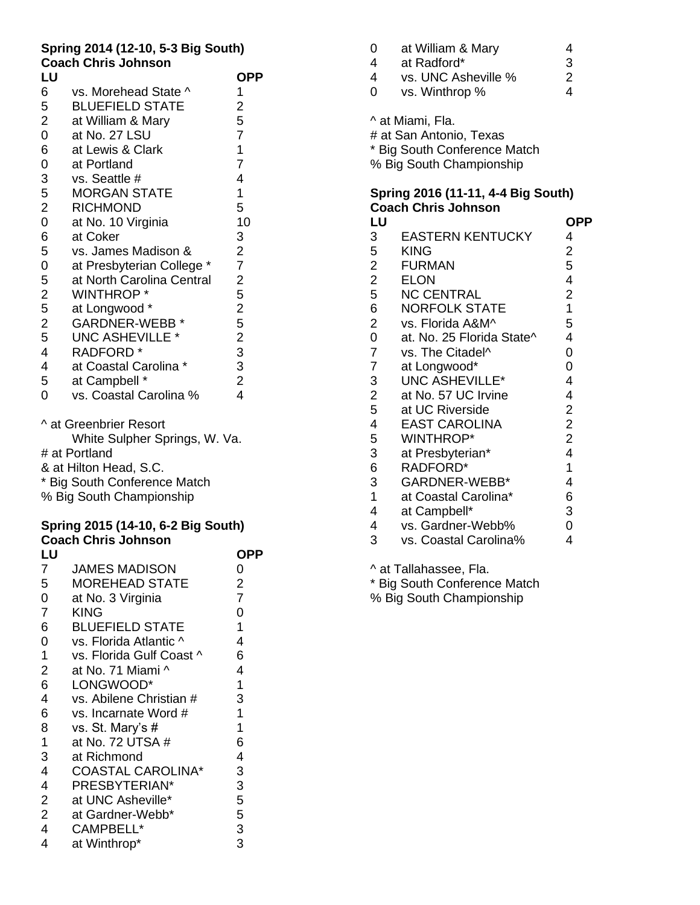**Spring 2014 (12-10, 5-3 Big South)**
**Coach Chris Johnson**

| LU | | OPP |
|---|---|---|
| 6 | vs. Morehead State ^ | 1 |
| 5 | BLUEFIELD STATE | 2 |
| 2 | at William & Mary | 5 |
| 0 | at No. 27 LSU | 7 |
| 6 | at Lewis & Clark | 1 |
| 0 | at Portland | 7 |
| 3 | vs. Seattle # | 4 |
| 5 | MORGAN STATE | 1 |
| 2 | RICHMOND | 5 |
| 0 | at No. 10 Virginia | 10 |
| 6 | at Coker | 3 |
| 5 | vs. James Madison & | 2 |
| 0 | at Presbyterian College * | 7 |
| 5 | at North Carolina Central | 2 |
| 2 | WINTHROP * | 5 |
| 5 | at Longwood * | 2 |
| 2 | GARDNER-WEBB * | 5 |
| 5 | UNC ASHEVILLE * | 2 |
| 4 | RADFORD * | 3 |
| 4 | at Coastal Carolina * | 3 |
| 5 | at Campbell * | 2 |
| 0 | vs. Coastal Carolina % | 4 |

^ at Greenbrier Resort
White Sulpher Springs, W. Va.
# at Portland
& at Hilton Head, S.C.
* Big South Conference Match
% Big South Championship

**Spring 2015 (14-10, 6-2 Big South)**
**Coach Chris Johnson**

| LU | | OPP |
|---|---|---|
| 7 | JAMES MADISON | 0 |
| 5 | MOREHEAD STATE | 2 |
| 0 | at No. 3 Virginia | 7 |
| 7 | KING | 0 |
| 6 | BLUEFIELD STATE | 1 |
| 0 | vs. Florida Atlantic ^ | 4 |
| 1 | vs. Florida Gulf Coast ^ | 6 |
| 2 | at No. 71 Miami ^ | 4 |
| 6 | LONGWOOD* | 1 |
| 4 | vs. Abilene Christian # | 3 |
| 6 | vs. Incarnate Word # | 1 |
| 8 | vs. St. Mary's # | 1 |
| 1 | at No. 72 UTSA # | 6 |
| 3 | at Richmond | 4 |
| 4 | COASTAL CAROLINA* | 3 |
| 4 | PRESBYTERIAN* | 3 |
| 2 | at UNC Asheville* | 5 |
| 2 | at Gardner-Webb* | 5 |
| 4 | CAMPBELL* | 3 |
| 4 | at Winthrop* | 3 |
| 0 | at William & Mary | 4 |
| 4 | at Radford* | 3 |
| 4 | vs. UNC Asheville % | 2 |
| 0 | vs. Winthrop % | 4 |

^ at Miami, Fla.
# at San Antonio, Texas
* Big South Conference Match
% Big South Championship

**Spring 2016 (11-11, 4-4 Big South)**
**Coach Chris Johnson**

| LU | | OPP |
|---|---|---|
| 3 | EASTERN KENTUCKY | 4 |
| 5 | KING | 2 |
| 2 | FURMAN | 5 |
| 2 | ELON | 4 |
| 5 | NC CENTRAL | 2 |
| 6 | NORFOLK STATE | 1 |
| 2 | vs. Florida A&M^ | 5 |
| 0 | at. No. 25 Florida State^ | 4 |
| 7 | vs. The Citadel^ | 0 |
| 7 | at Longwood* | 0 |
| 3 | UNC ASHEVILLE* | 4 |
| 2 | at No. 57 UC Irvine | 4 |
| 5 | at UC Riverside | 2 |
| 4 | EAST CAROLINA | 2 |
| 5 | WINTHROP* | 2 |
| 3 | at Presbyterian* | 4 |
| 6 | RADFORD* | 1 |
| 3 | GARDNER-WEBB* | 4 |
| 1 | at Coastal Carolina* | 6 |
| 4 | at Campbell* | 3 |
| 4 | vs. Gardner-Webb% | 0 |
| 3 | vs. Coastal Carolina% | 4 |

^ at Tallahassee, Fla.
* Big South Conference Match
% Big South Championship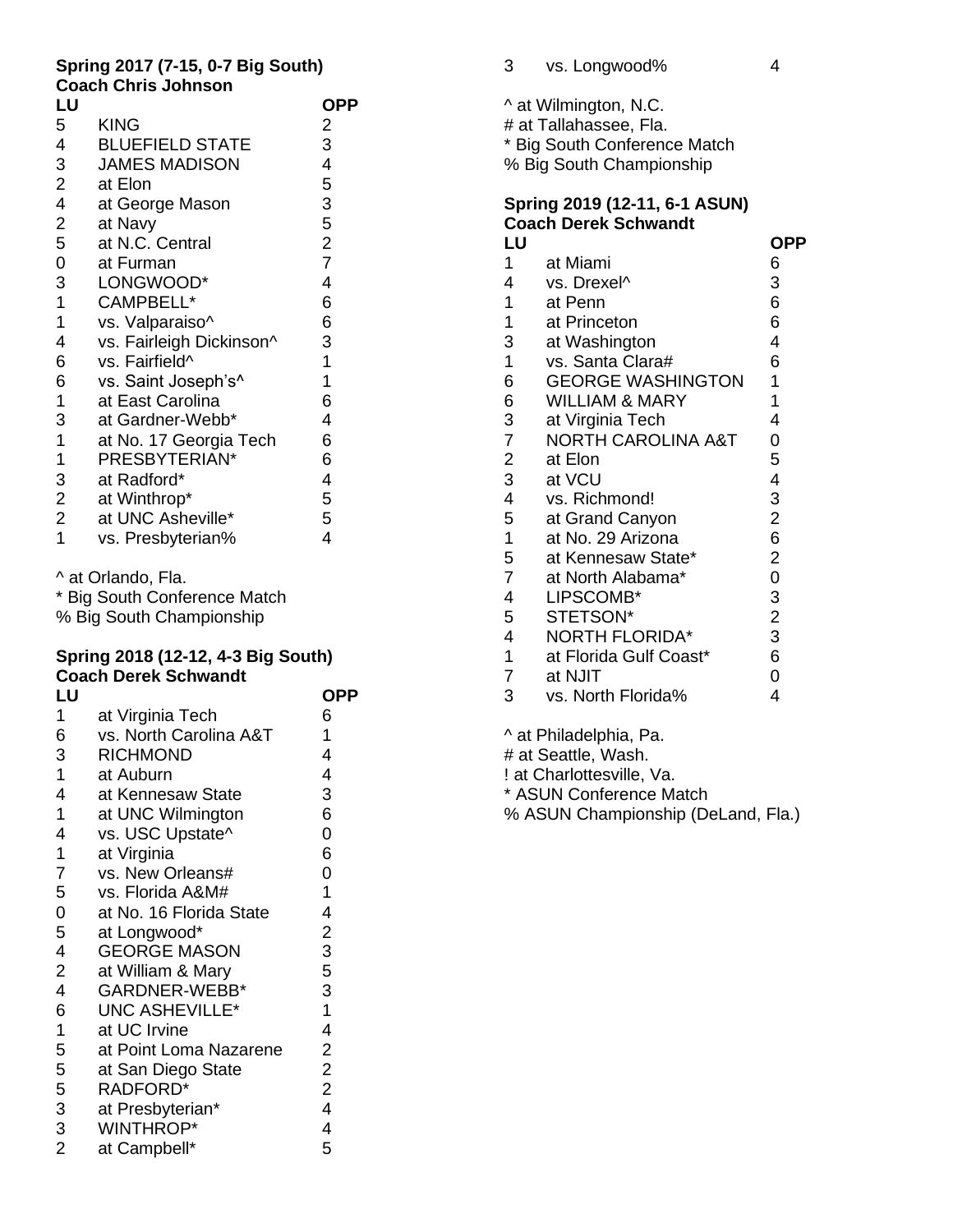**Spring 2017 (7-15, 0-7 Big South)**
**Coach Chris Johnson**

| LU | | OPP |
|---|---|---|
| 5 | KING | 2 |
| 4 | BLUEFIELD STATE | 3 |
| 3 | JAMES MADISON | 4 |
| 2 | at Elon | 5 |
| 4 | at George Mason | 3 |
| 2 | at Navy | 5 |
| 5 | at N.C. Central | 2 |
| 0 | at Furman | 7 |
| 3 | LONGWOOD* | 4 |
| 1 | CAMPBELL* | 6 |
| 1 | vs. Valparaiso^ | 6 |
| 4 | vs. Fairleigh Dickinson^ | 3 |
| 6 | vs. Fairfield^ | 1 |
| 6 | vs. Saint Joseph's^ | 1 |
| 1 | at East Carolina | 6 |
| 3 | at Gardner-Webb* | 4 |
| 1 | at No. 17 Georgia Tech | 6 |
| 1 | PRESBYTERIAN* | 6 |
| 3 | at Radford* | 4 |
| 2 | at Winthrop* | 5 |
| 2 | at UNC Asheville* | 5 |
| 1 | vs. Presbyterian% | 4 |

^ at Orlando, Fla.
* Big South Conference Match
% Big South Championship

**Spring 2018 (12-12, 4-3 Big South)**
**Coach Derek Schwandt**

| LU | | OPP |
|---|---|---|
| 1 | at Virginia Tech | 6 |
| 6 | vs. North Carolina A&T | 1 |
| 3 | RICHMOND | 4 |
| 1 | at Auburn | 4 |
| 4 | at Kennesaw State | 3 |
| 1 | at UNC Wilmington | 6 |
| 4 | vs. USC Upstate^ | 0 |
| 1 | at Virginia | 6 |
| 7 | vs. New Orleans# | 0 |
| 5 | vs. Florida A&M# | 1 |
| 0 | at No. 16 Florida State | 4 |
| 5 | at Longwood* | 2 |
| 4 | GEORGE MASON | 3 |
| 2 | at William & Mary | 5 |
| 4 | GARDNER-WEBB* | 3 |
| 6 | UNC ASHEVILLE* | 1 |
| 1 | at UC Irvine | 4 |
| 5 | at Point Loma Nazarene | 2 |
| 5 | at San Diego State | 2 |
| 5 | RADFORD* | 2 |
| 3 | at Presbyterian* | 4 |
| 3 | WINTHROP* | 4 |
| 2 | at Campbell* | 5 |
| 3 | vs. Longwood% | 4 |

^ at Wilmington, N.C.
# at Tallahassee, Fla.
* Big South Conference Match
% Big South Championship

**Spring 2019 (12-11, 6-1 ASUN)**
**Coach Derek Schwandt**

| LU | | OPP |
|---|---|---|
| 1 | at Miami | 6 |
| 4 | vs. Drexel^ | 3 |
| 1 | at Penn | 6 |
| 1 | at Princeton | 6 |
| 3 | at Washington | 4 |
| 1 | vs. Santa Clara# | 6 |
| 6 | GEORGE WASHINGTON | 1 |
| 6 | WILLIAM & MARY | 1 |
| 3 | at Virginia Tech | 4 |
| 7 | NORTH CAROLINA A&T | 0 |
| 2 | at Elon | 5 |
| 3 | at VCU | 4 |
| 4 | vs. Richmond! | 3 |
| 5 | at Grand Canyon | 2 |
| 1 | at No. 29 Arizona | 6 |
| 5 | at Kennesaw State* | 2 |
| 7 | at North Alabama* | 0 |
| 4 | LIPSCOMB* | 3 |
| 5 | STETSON* | 2 |
| 4 | NORTH FLORIDA* | 3 |
| 1 | at Florida Gulf Coast* | 6 |
| 7 | at NJIT | 0 |
| 3 | vs. North Florida% | 4 |

^ at Philadelphia, Pa.
# at Seattle, Wash.
! at Charlottesville, Va.
* ASUN Conference Match
% ASUN Championship (DeLand, Fla.)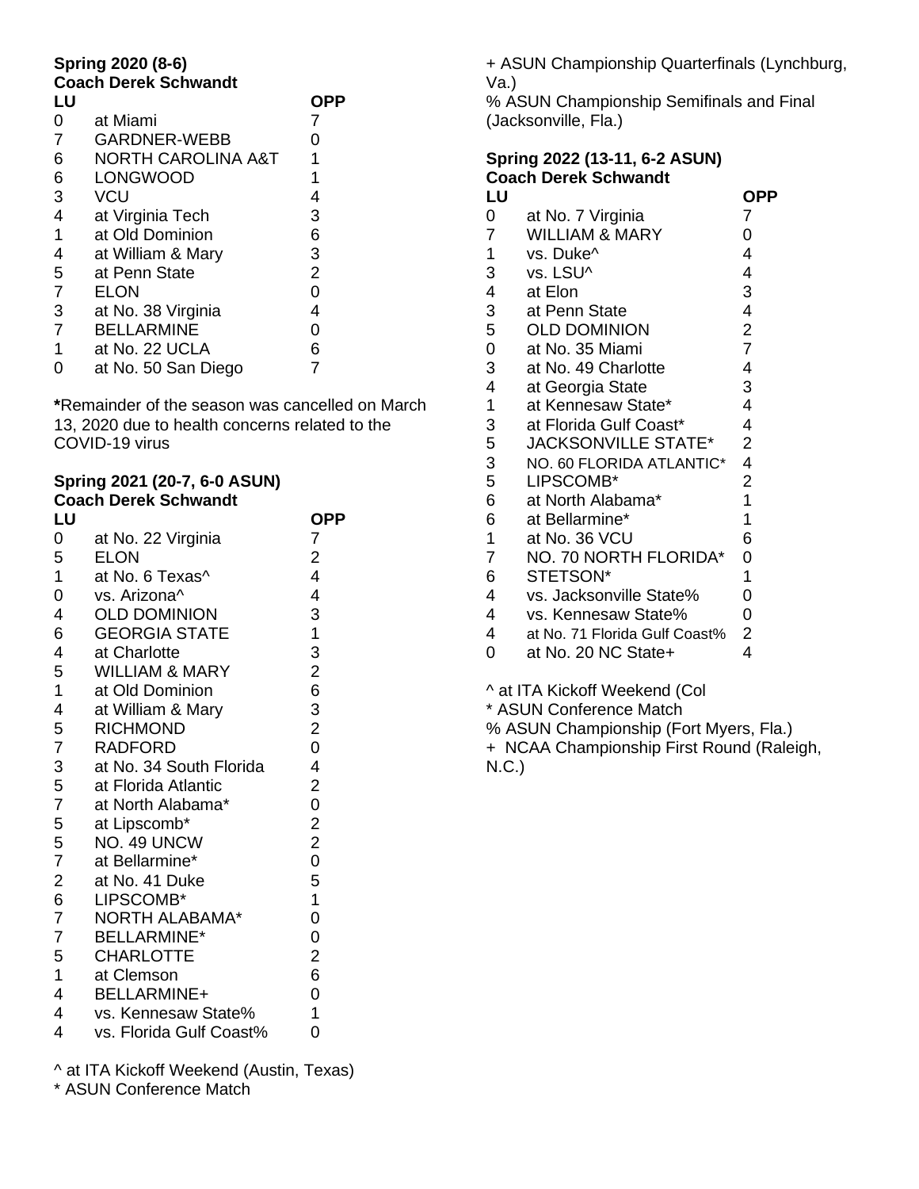**Spring 2020 (8-6)**
**Coach Derek Schwandt**

| LU | | OPP |
|---|---|---|
| 0 | at Miami | 7 |
| 7 | GARDNER-WEBB | 0 |
| 6 | NORTH CAROLINA A&T | 1 |
| 6 | LONGWOOD | 1 |
| 3 | VCU | 4 |
| 4 | at Virginia Tech | 3 |
| 1 | at Old Dominion | 6 |
| 4 | at William & Mary | 3 |
| 5 | at Penn State | 2 |
| 7 | ELON | 0 |
| 3 | at No. 38 Virginia | 4 |
| 7 | BELLARMINE | 0 |
| 1 | at No. 22 UCLA | 6 |
| 0 | at No. 50 San Diego | 7 |

***Remainder of the season was cancelled on March 13, 2020 due to health concerns related to the COVID-19 virus

**Spring 2021 (20-7, 6-0 ASUN)**
**Coach Derek Schwandt**

| LU | | OPP |
|---|---|---|
| 0 | at No. 22 Virginia | 7 |
| 5 | ELON | 2 |
| 1 | at No. 6 Texas^ | 4 |
| 0 | vs. Arizona^ | 4 |
| 4 | OLD DOMINION | 3 |
| 6 | GEORGIA STATE | 1 |
| 4 | at Charlotte | 3 |
| 5 | WILLIAM & MARY | 2 |
| 1 | at Old Dominion | 6 |
| 4 | at William & Mary | 3 |
| 5 | RICHMOND | 2 |
| 7 | RADFORD | 0 |
| 3 | at No. 34 South Florida | 4 |
| 5 | at Florida Atlantic | 2 |
| 7 | at North Alabama* | 0 |
| 5 | at Lipscomb* | 2 |
| 5 | NO. 49 UNCW | 2 |
| 7 | at Bellarmine* | 0 |
| 2 | at No. 41 Duke | 5 |
| 6 | LIPSCOMB* | 1 |
| 7 | NORTH ALABAMA* | 0 |
| 7 | BELLARMINE* | 0 |
| 5 | CHARLOTTE | 2 |
| 1 | at Clemson | 6 |
| 4 | BELLARMINE+ | 0 |
| 4 | vs. Kennesaw State% | 1 |
| 4 | vs. Florida Gulf Coast% | 0 |

^ at ITA Kickoff Weekend (Austin, Texas)
* ASUN Conference Match
+ ASUN Championship Quarterfinals (Lynchburg, Va.)
% ASUN Championship Semifinals and Final (Jacksonville, Fla.)

**Spring 2022 (13-11, 6-2 ASUN)**
**Coach Derek Schwandt**

| LU | | OPP |
|---|---|---|
| 0 | at No. 7 Virginia | 7 |
| 7 | WILLIAM & MARY | 0 |
| 1 | vs. Duke^ | 4 |
| 3 | vs. LSU^ | 4 |
| 4 | at Elon | 3 |
| 3 | at Penn State | 4 |
| 5 | OLD DOMINION | 2 |
| 0 | at No. 35 Miami | 7 |
| 3 | at No. 49 Charlotte | 4 |
| 4 | at Georgia State | 3 |
| 1 | at Kennesaw State* | 4 |
| 3 | at Florida Gulf Coast* | 4 |
| 5 | JACKSONVILLE STATE* | 2 |
| 3 | NO. 60 FLORIDA ATLANTIC* | 4 |
| 5 | LIPSCOMB* | 2 |
| 6 | at North Alabama* | 1 |
| 6 | at Bellarmine* | 1 |
| 1 | at No. 36 VCU | 6 |
| 7 | NO. 70 NORTH FLORIDA* | 0 |
| 6 | STETSON* | 1 |
| 4 | vs. Jacksonville State% | 0 |
| 4 | vs. Kennesaw State% | 0 |
| 4 | at No. 71 Florida Gulf Coast% | 2 |
| 0 | at No. 20 NC State+ | 4 |

^ at ITA Kickoff Weekend (Col
* ASUN Conference Match
% ASUN Championship (Fort Myers, Fla.)
+ NCAA Championship First Round (Raleigh, N.C.)